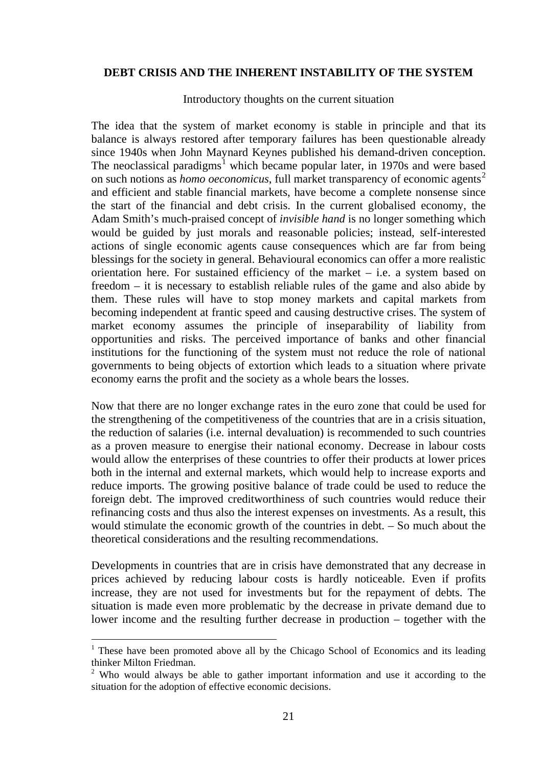# DEBT CRISIS AND THE INHERENT INSTABILITY OF THE SYSTEM

Introductory thoughts on the current situation

The idea that the system of market economy is stable in principle and that its balance is always restored after temporary failures has been questionable already since 1940s when John Maynard Keynes published his demand-driven conception. The neoclassical paradigms[1] which became popular later, in 1970s and were based on such notions as *homo oeconomicus*, full market transparency of economic agents[2] and efficient and stable financial markets, have become a complete nonsense since the start of the financial and debt crisis. In the current globalised economy, the Adam Smith's much-praised concept of *invisible hand* is no longer something which would be guided by just morals and reasonable policies; instead, self-interested actions of single economic agents cause consequences which are far from being blessings for the society in general. Behavioural economics can offer a more realistic orientation here. For sustained efficiency of the market – i.e. a system based on freedom – it is necessary to establish reliable rules of the game and also abide by them. These rules will have to stop money markets and capital markets from becoming independent at frantic speed and causing destructive crises. The system of market economy assumes the principle of inseparability of liability from opportunities and risks. The perceived importance of banks and other financial institutions for the functioning of the system must not reduce the role of national governments to being objects of extortion which leads to a situation where private economy earns the profit and the society as a whole bears the losses.

Now that there are no longer exchange rates in the euro zone that could be used for the strengthening of the competitiveness of the countries that are in a crisis situation, the reduction of salaries (i.e. internal devaluation) is recommended to such countries as a proven measure to energise their national economy. Decrease in labour costs would allow the enterprises of these countries to offer their products at lower prices both in the internal and external markets, which would help to increase exports and reduce imports. The growing positive balance of trade could be used to reduce the foreign debt. The improved creditworthiness of such countries would reduce their refinancing costs and thus also the interest expenses on investments. As a result, this would stimulate the economic growth of the countries in debt. – So much about the theoretical considerations and the resulting recommendations.

Developments in countries that are in crisis have demonstrated that any decrease in prices achieved by reducing labour costs is hardly noticeable. Even if profits increase, they are not used for investments but for the repayment of debts. The situation is made even more problematic by the decrease in private demand due to lower income and the resulting further decrease in production – together with the

---

[1] These have been promoted above all by the Chicago School of Economics and its leading thinker Milton Friedman.

[2] Who would always be able to gather important information and use it according to the situation for the adoption of effective economic decisions.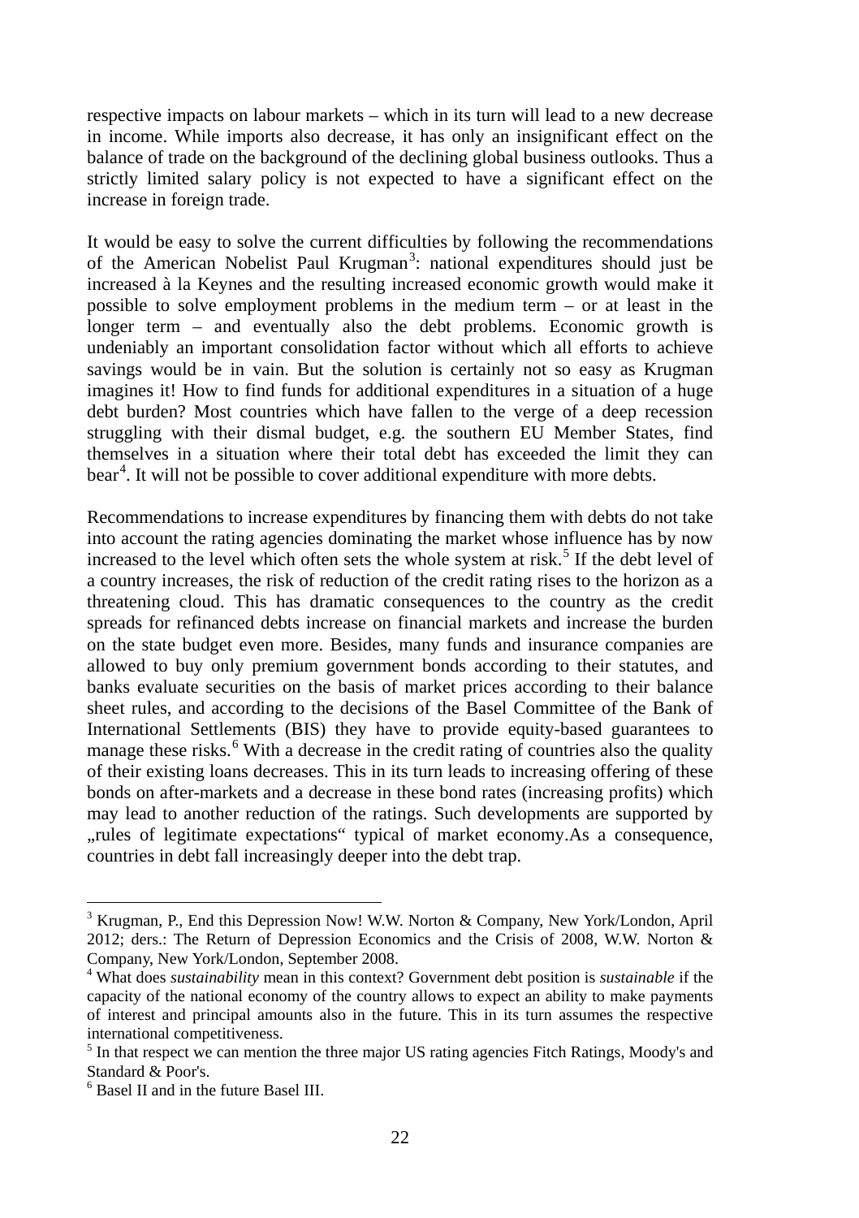respective impacts on labour markets – which in its turn will lead to a new decrease in income. While imports also decrease, it has only an insignificant effect on the balance of trade on the background of the declining global business outlooks. Thus a strictly limited salary policy is not expected to have a significant effect on the increase in foreign trade.

It would be easy to solve the current difficulties by following the recommendations of the American Nobelist Paul Krugman[3]: national expenditures should just be increased à la Keynes and the resulting increased economic growth would make it possible to solve employment problems in the medium term – or at least in the longer term – and eventually also the debt problems. Economic growth is undeniably an important consolidation factor without which all efforts to achieve savings would be in vain. But the solution is certainly not so easy as Krugman imagines it! How to find funds for additional expenditures in a situation of a huge debt burden? Most countries which have fallen to the verge of a deep recession struggling with their dismal budget, e.g. the southern EU Member States, find themselves in a situation where their total debt has exceeded the limit they can bear[4]. It will not be possible to cover additional expenditure with more debts.

Recommendations to increase expenditures by financing them with debts do not take into account the rating agencies dominating the market whose influence has by now increased to the level which often sets the whole system at risk.[5] If the debt level of a country increases, the risk of reduction of the credit rating rises to the horizon as a threatening cloud. This has dramatic consequences to the country as the credit spreads for refinanced debts increase on financial markets and increase the burden on the state budget even more. Besides, many funds and insurance companies are allowed to buy only premium government bonds according to their statutes, and banks evaluate securities on the basis of market prices according to their balance sheet rules, and according to the decisions of the Basel Committee of the Bank of International Settlements (BIS) they have to provide equity-based guarantees to manage these risks.[6] With a decrease in the credit rating of countries also the quality of their existing loans decreases. This in its turn leads to increasing offering of these bonds on after-markets and a decrease in these bond rates (increasing profits) which may lead to another reduction of the ratings. Such developments are supported by „rules of legitimate expectations“ typical of market economy.As a consequence, countries in debt fall increasingly deeper into the debt trap.

---

[3] Krugman, P., End this Depression Now! W.W. Norton & Company, New York/London, April 2012; ders.: The Return of Depression Economics and the Crisis of 2008, W.W. Norton & Company, New York/London, September 2008.

[4] What does *sustainability* mean in this context? Government debt position is *sustainable* if the capacity of the national economy of the country allows to expect an ability to make payments of interest and principal amounts also in the future. This in its turn assumes the respective international competitiveness.

[5] In that respect we can mention the three major US rating agencies Fitch Ratings, Moody's and Standard & Poor's.

[6] Basel II and in the future Basel III.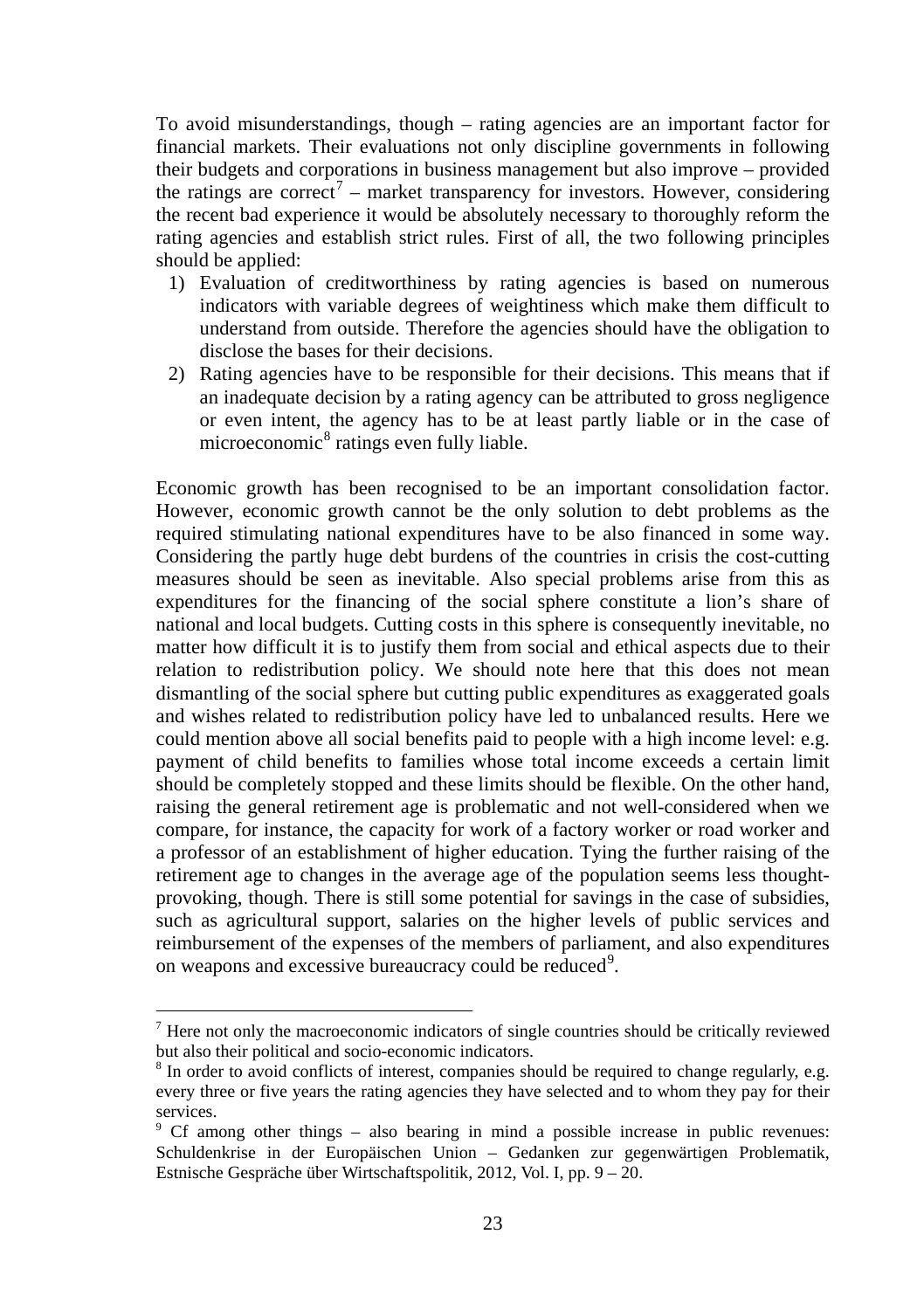To avoid misunderstandings, though – rating agencies are an important factor for financial markets. Their evaluations not only discipline governments in following their budgets and corporations in business management but also improve – provided the ratings are correct[7] – market transparency for investors. However, considering the recent bad experience it would be absolutely necessary to thoroughly reform the rating agencies and establish strict rules. First of all, the two following principles should be applied:

1) Evaluation of creditworthiness by rating agencies is based on numerous indicators with variable degrees of weightiness which make them difficult to understand from outside. Therefore the agencies should have the obligation to disclose the bases for their decisions.
2) Rating agencies have to be responsible for their decisions. This means that if an inadequate decision by a rating agency can be attributed to gross negligence or even intent, the agency has to be at least partly liable or in the case of microeconomic[8] ratings even fully liable.

Economic growth has been recognised to be an important consolidation factor. However, economic growth cannot be the only solution to debt problems as the required stimulating national expenditures have to be also financed in some way. Considering the partly huge debt burdens of the countries in crisis the cost-cutting measures should be seen as inevitable. Also special problems arise from this as expenditures for the financing of the social sphere constitute a lion's share of national and local budgets. Cutting costs in this sphere is consequently inevitable, no matter how difficult it is to justify them from social and ethical aspects due to their relation to redistribution policy. We should note here that this does not mean dismantling of the social sphere but cutting public expenditures as exaggerated goals and wishes related to redistribution policy have led to unbalanced results. Here we could mention above all social benefits paid to people with a high income level: e.g. payment of child benefits to families whose total income exceeds a certain limit should be completely stopped and these limits should be flexible. On the other hand, raising the general retirement age is problematic and not well-considered when we compare, for instance, the capacity for work of a factory worker or road worker and a professor of an establishment of higher education. Tying the further raising of the retirement age to changes in the average age of the population seems less thought-provoking, though. There is still some potential for savings in the case of subsidies, such as agricultural support, salaries on the higher levels of public services and reimbursement of the expenses of the members of parliament, and also expenditures on weapons and excessive bureaucracy could be reduced[9].

---

[7] Here not only the macroeconomic indicators of single countries should be critically reviewed but also their political and socio-economic indicators.

[8] In order to avoid conflicts of interest, companies should be required to change regularly, e.g. every three or five years the rating agencies they have selected and to whom they pay for their services.

[9] Cf among other things – also bearing in mind a possible increase in public revenues: Schuldenkrise in der Europäischen Union – Gedanken zur gegenwärtigen Problematik, Estnische Gespräche über Wirtschaftspolitik, 2012, Vol. I, pp. 9 – 20.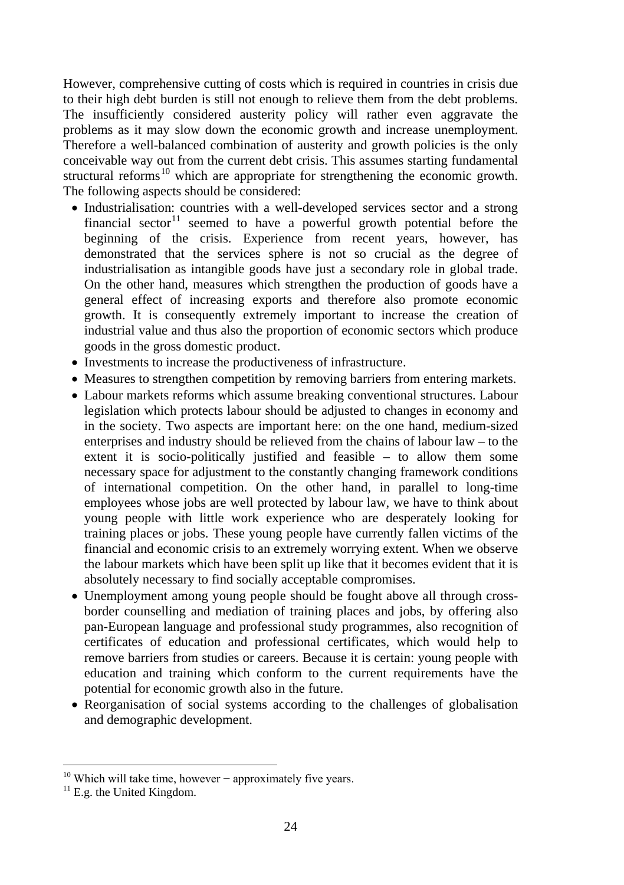However, comprehensive cutting of costs which is required in countries in crisis due to their high debt burden is still not enough to relieve them from the debt problems. The insufficiently considered austerity policy will rather even aggravate the problems as it may slow down the economic growth and increase unemployment. Therefore a well-balanced combination of austerity and growth policies is the only conceivable way out from the current debt crisis. This assumes starting fundamental structural reforms[10] which are appropriate for strengthening the economic growth. The following aspects should be considered:

- Industrialisation: countries with a well-developed services sector and a strong financial sector[11] seemed to have a powerful growth potential before the beginning of the crisis. Experience from recent years, however, has demonstrated that the services sphere is not so crucial as the degree of industrialisation as intangible goods have just a secondary role in global trade. On the other hand, measures which strengthen the production of goods have a general effect of increasing exports and therefore also promote economic growth. It is consequently extremely important to increase the creation of industrial value and thus also the proportion of economic sectors which produce goods in the gross domestic product.
- Investments to increase the productiveness of infrastructure.
- Measures to strengthen competition by removing barriers from entering markets.
- Labour markets reforms which assume breaking conventional structures. Labour legislation which protects labour should be adjusted to changes in economy and in the society. Two aspects are important here: on the one hand, medium-sized enterprises and industry should be relieved from the chains of labour law – to the extent it is socio-politically justified and feasible – to allow them some necessary space for adjustment to the constantly changing framework conditions of international competition. On the other hand, in parallel to long-time employees whose jobs are well protected by labour law, we have to think about young people with little work experience who are desperately looking for training places or jobs. These young people have currently fallen victims of the financial and economic crisis to an extremely worrying extent. When we observe the labour markets which have been split up like that it becomes evident that it is absolutely necessary to find socially acceptable compromises.
- Unemployment among young people should be fought above all through cross-border counselling and mediation of training places and jobs, by offering also pan-European language and professional study programmes, also recognition of certificates of education and professional certificates, which would help to remove barriers from studies or careers. Because it is certain: young people with education and training which conform to the current requirements have the potential for economic growth also in the future.
- Reorganisation of social systems according to the challenges of globalisation and demographic development.

---

[10] Which will take time, however − approximately five years.

[11] E.g. the United Kingdom.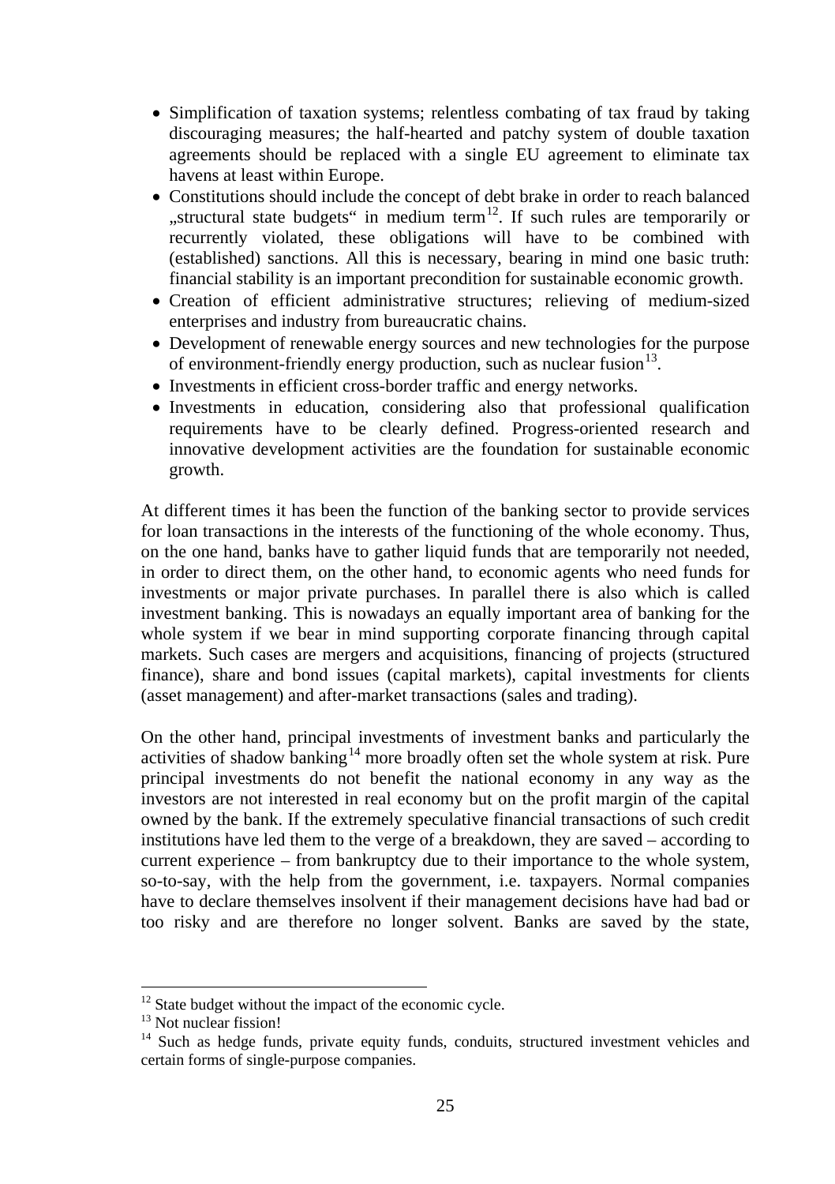- Simplification of taxation systems; relentless combating of tax fraud by taking discouraging measures; the half-hearted and patchy system of double taxation agreements should be replaced with a single EU agreement to eliminate tax havens at least within Europe.
- Constitutions should include the concept of debt brake in order to reach balanced „structural state budgets" in medium term[12]. If such rules are temporarily or recurrently violated, these obligations will have to be combined with (established) sanctions. All this is necessary, bearing in mind one basic truth: financial stability is an important precondition for sustainable economic growth.
- Creation of efficient administrative structures; relieving of medium-sized enterprises and industry from bureaucratic chains.
- Development of renewable energy sources and new technologies for the purpose of environment-friendly energy production, such as nuclear fusion[13].
- Investments in efficient cross-border traffic and energy networks.
- Investments in education, considering also that professional qualification requirements have to be clearly defined. Progress-oriented research and innovative development activities are the foundation for sustainable economic growth.

At different times it has been the function of the banking sector to provide services for loan transactions in the interests of the functioning of the whole economy. Thus, on the one hand, banks have to gather liquid funds that are temporarily not needed, in order to direct them, on the other hand, to economic agents who need funds for investments or major private purchases. In parallel there is also which is called investment banking. This is nowadays an equally important area of banking for the whole system if we bear in mind supporting corporate financing through capital markets. Such cases are mergers and acquisitions, financing of projects (structured finance), share and bond issues (capital markets), capital investments for clients (asset management) and after-market transactions (sales and trading).

On the other hand, principal investments of investment banks and particularly the activities of shadow banking[14] more broadly often set the whole system at risk. Pure principal investments do not benefit the national economy in any way as the investors are not interested in real economy but on the profit margin of the capital owned by the bank. If the extremely speculative financial transactions of such credit institutions have led them to the verge of a breakdown, they are saved – according to current experience – from bankruptcy due to their importance to the whole system, so-to-say, with the help from the government, i.e. taxpayers. Normal companies have to declare themselves insolvent if their management decisions have had bad or too risky and are therefore no longer solvent. Banks are saved by the state,

---

[12] State budget without the impact of the economic cycle.

[13] Not nuclear fission!

[14] Such as hedge funds, private equity funds, conduits, structured investment vehicles and certain forms of single-purpose companies.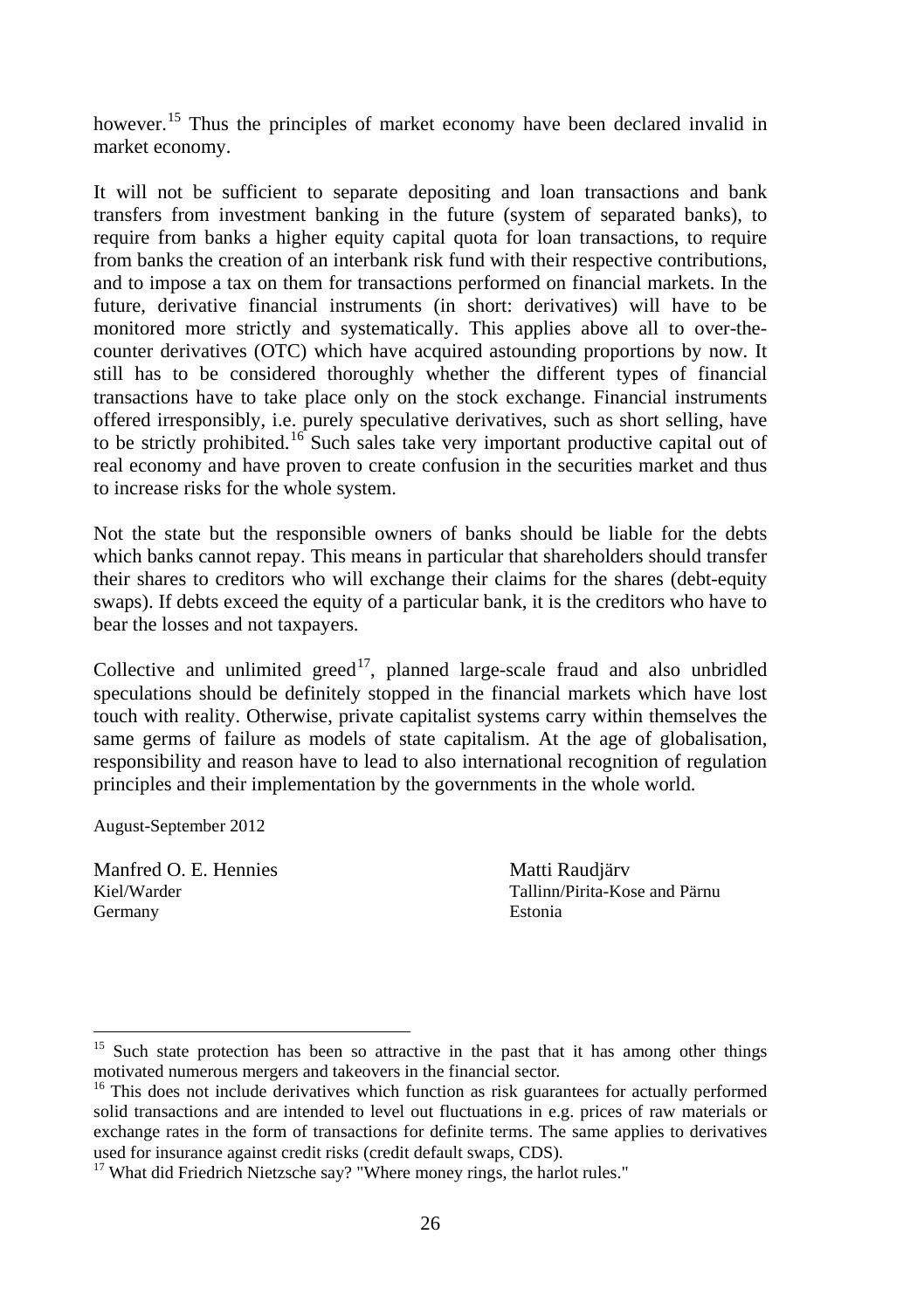however.[15] Thus the principles of market economy have been declared invalid in market economy.

It will not be sufficient to separate depositing and loan transactions and bank transfers from investment banking in the future (system of separated banks), to require from banks a higher equity capital quota for loan transactions, to require from banks the creation of an interbank risk fund with their respective contributions, and to impose a tax on them for transactions performed on financial markets. In the future, derivative financial instruments (in short: derivatives) will have to be monitored more strictly and systematically. This applies above all to over-the-counter derivatives (OTC) which have acquired astounding proportions by now. It still has to be considered thoroughly whether the different types of financial transactions have to take place only on the stock exchange. Financial instruments offered irresponsibly, i.e. purely speculative derivatives, such as short selling, have to be strictly prohibited.[16] Such sales take very important productive capital out of real economy and have proven to create confusion in the securities market and thus to increase risks for the whole system.

Not the state but the responsible owners of banks should be liable for the debts which banks cannot repay. This means in particular that shareholders should transfer their shares to creditors who will exchange their claims for the shares (debt-equity swaps). If debts exceed the equity of a particular bank, it is the creditors who have to bear the losses and not taxpayers.

Collective and unlimited greed[17], planned large-scale fraud and also unbridled speculations should be definitely stopped in the financial markets which have lost touch with reality. Otherwise, private capitalist systems carry within themselves the same germs of failure as models of state capitalism. At the age of globalisation, responsibility and reason have to lead to also international recognition of regulation principles and their implementation by the governments in the whole world.

August-September 2012

Manfred O. E. Hennies
Kiel/Warder
Germany

Matti Raudjärv
Tallinn/Pirita-Kose and Pärnu
Estonia

---

[15] Such state protection has been so attractive in the past that it has among other things motivated numerous mergers and takeovers in the financial sector.

[16] This does not include derivatives which function as risk guarantees for actually performed solid transactions and are intended to level out fluctuations in e.g. prices of raw materials or exchange rates in the form of transactions for definite terms. The same applies to derivatives used for insurance against credit risks (credit default swaps, CDS).

[17] What did Friedrich Nietzsche say? "Where money rings, the harlot rules."